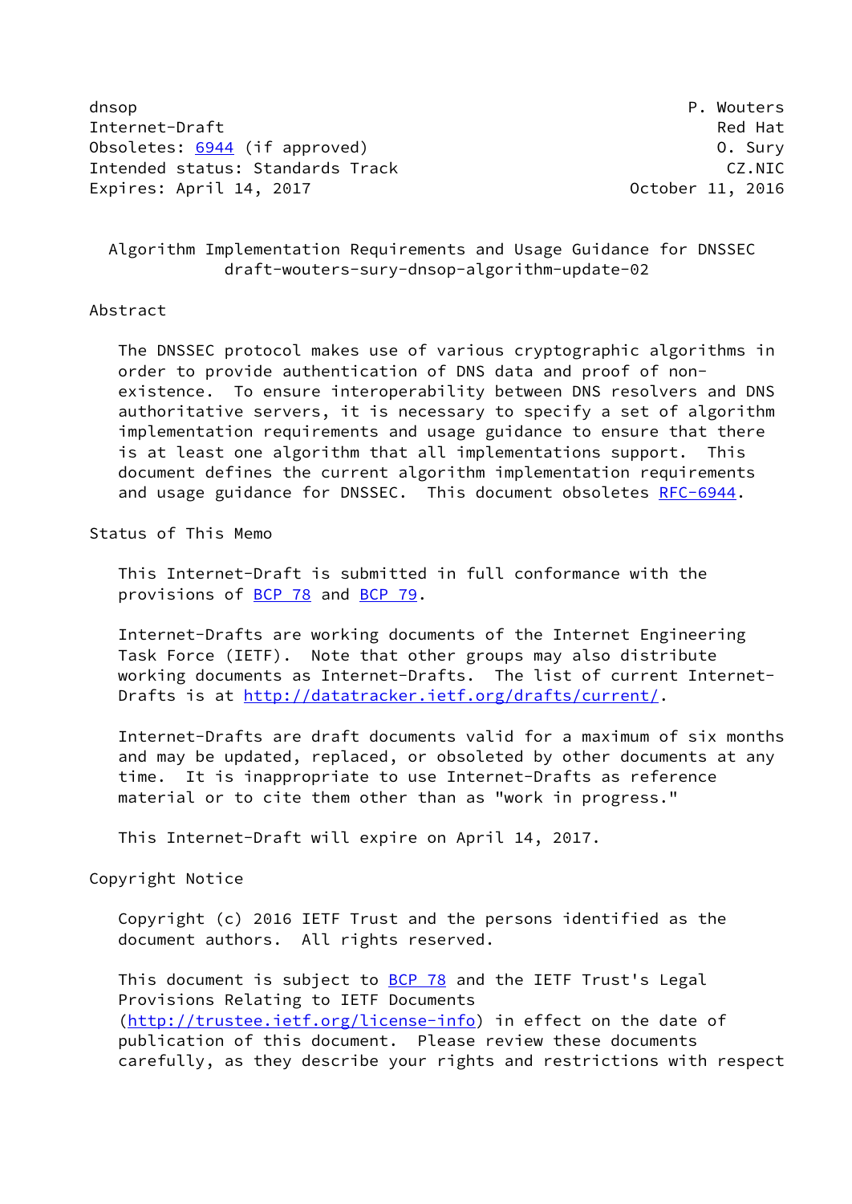dnsop P. Wouters
Internet-Draft Red Hat
Obsoletes: 6944 (if approved) O. Sury
Intended status: Standards Track CZ.NIC
Expires: April 14, 2017 October 11, 2016

# Algorithm Implementation Requirements and Usage Guidance for DNSSEC
draft-wouters-sury-dnsop-algorithm-update-02

## Abstract

The DNSSEC protocol makes use of various cryptographic algorithms in order to provide authentication of DNS data and proof of non-existence. To ensure interoperability between DNS resolvers and DNS authoritative servers, it is necessary to specify a set of algorithm implementation requirements and usage guidance to ensure that there is at least one algorithm that all implementations support. This document defines the current algorithm implementation requirements and usage guidance for DNSSEC. This document obsoletes RFC-6944.

## Status of This Memo

This Internet-Draft is submitted in full conformance with the provisions of BCP 78 and BCP 79.

Internet-Drafts are working documents of the Internet Engineering Task Force (IETF). Note that other groups may also distribute working documents as Internet-Drafts. The list of current Internet-Drafts is at http://datatracker.ietf.org/drafts/current/.

Internet-Drafts are draft documents valid for a maximum of six months and may be updated, replaced, or obsoleted by other documents at any time. It is inappropriate to use Internet-Drafts as reference material or to cite them other than as "work in progress."

This Internet-Draft will expire on April 14, 2017.

## Copyright Notice

Copyright (c) 2016 IETF Trust and the persons identified as the document authors. All rights reserved.

This document is subject to BCP 78 and the IETF Trust's Legal Provisions Relating to IETF Documents (http://trustee.ietf.org/license-info) in effect on the date of publication of this document. Please review these documents carefully, as they describe your rights and restrictions with respect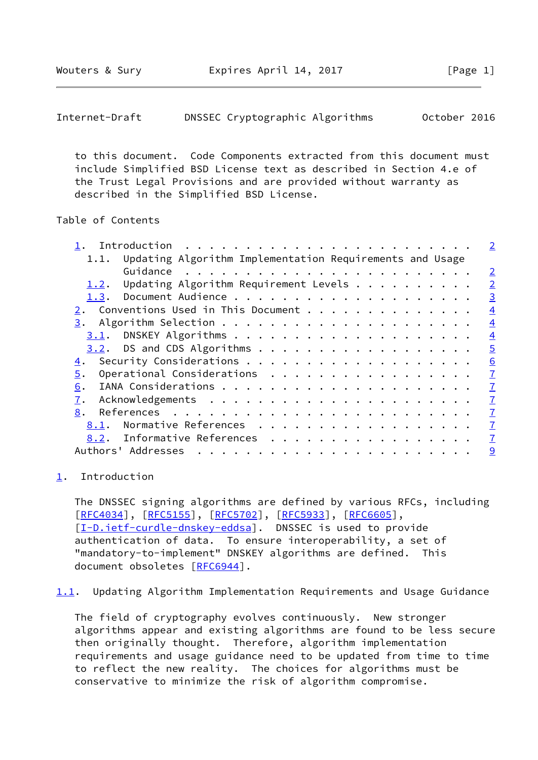to this document. Code Components extracted from this document must include Simplified BSD License text as described in Section 4.e of the Trust Legal Provisions and are provided without warranty as described in the Simplified BSD License.

## Table of Contents

```
   1.  Introduction . . . . . . . . . . . . . . . . . . . . . . . .   2
     1.1.  Updating Algorithm Implementation Requirements and Usage
           Guidance . . . . . . . . . . . . . . . . . . . . . . . .   2
     1.2.  Updating Algorithm Requirement Levels . . . . . . . . . .   2
     1.3.  Document Audience . . . . . . . . . . . . . . . . . . . .   3
   2.  Conventions Used in This Document . . . . . . . . . . . . . .   4
   3.  Algorithm Selection . . . . . . . . . . . . . . . . . . . . .   4
     3.1.  DNSKEY Algorithms . . . . . . . . . . . . . . . . . . . .   4
     3.2.  DS and CDS Algorithms . . . . . . . . . . . . . . . . . .   5
   4.  Security Considerations . . . . . . . . . . . . . . . . . . .   6
   5.  Operational Considerations  . . . . . . . . . . . . . . . . .   7
   6.  IANA Considerations . . . . . . . . . . . . . . . . . . . . .   7
   7.  Acknowledgements  . . . . . . . . . . . . . . . . . . . . . .   7
   8.  References  . . . . . . . . . . . . . . . . . . . . . . . . .   7
     8.1.  Normative References  . . . . . . . . . . . . . . . . . .   7
     8.2.  Informative References  . . . . . . . . . . . . . . . . .   7
   Authors' Addresses  . . . . . . . . . . . . . . . . . . . . . . .   9
```

## 1. Introduction

The DNSSEC signing algorithms are defined by various RFCs, including [RFC4034], [RFC5155], [RFC5702], [RFC5933], [RFC6605], [I-D.ietf-curdle-dnskey-eddsa]. DNSSEC is used to provide authentication of data. To ensure interoperability, a set of "mandatory-to-implement" DNSKEY algorithms are defined. This document obsoletes [RFC6944].

### 1.1. Updating Algorithm Implementation Requirements and Usage Guidance

The field of cryptography evolves continuously. New stronger algorithms appear and existing algorithms are found to be less secure then originally thought. Therefore, algorithm implementation requirements and usage guidance need to be updated from time to time to reflect the new reality. The choices for algorithms must be conservative to minimize the risk of algorithm compromise.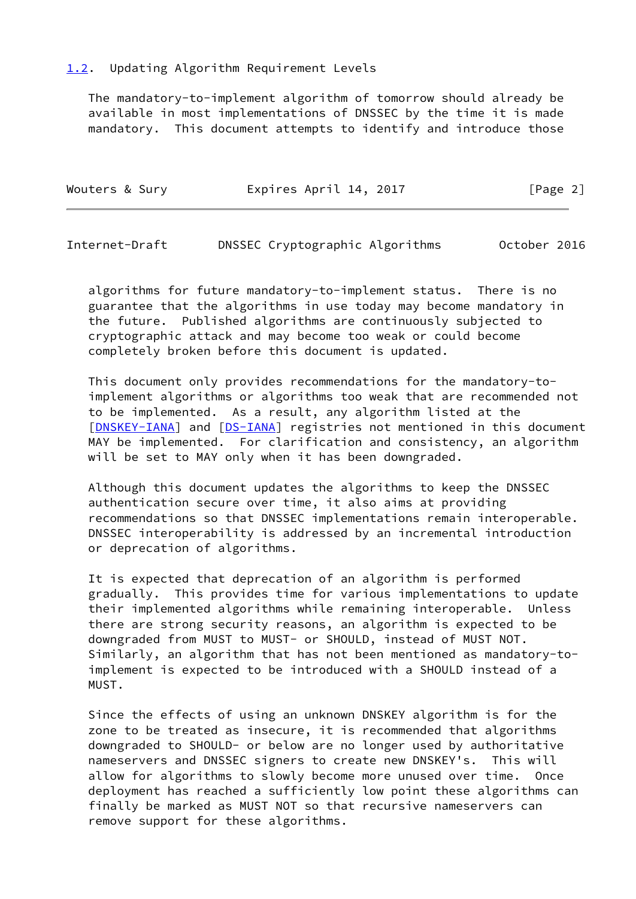### 1.2. Updating Algorithm Requirement Levels

The mandatory-to-implement algorithm of tomorrow should already be available in most implementations of DNSSEC by the time it is made mandatory. This document attempts to identify and introduce those algorithms for future mandatory-to-implement status. There is no guarantee that the algorithms in use today may become mandatory in the future. Published algorithms are continuously subjected to cryptographic attack and may become too weak or could become completely broken before this document is updated.

This document only provides recommendations for the mandatory-to-implement algorithms or algorithms too weak that are recommended not to be implemented. As a result, any algorithm listed at the [DNSKEY-IANA] and [DS-IANA] registries not mentioned in this document MAY be implemented. For clarification and consistency, an algorithm will be set to MAY only when it has been downgraded.

Although this document updates the algorithms to keep the DNSSEC authentication secure over time, it also aims at providing recommendations so that DNSSEC implementations remain interoperable. DNSSEC interoperability is addressed by an incremental introduction or deprecation of algorithms.

It is expected that deprecation of an algorithm is performed gradually. This provides time for various implementations to update their implemented algorithms while remaining interoperable. Unless there are strong security reasons, an algorithm is expected to be downgraded from MUST to MUST- or SHOULD, instead of MUST NOT. Similarly, an algorithm that has not been mentioned as mandatory-to-implement is expected to be introduced with a SHOULD instead of a MUST.

Since the effects of using an unknown DNSKEY algorithm is for the zone to be treated as insecure, it is recommended that algorithms downgraded to SHOULD- or below are no longer used by authoritative nameservers and DNSSEC signers to create new DNSKEY's. This will allow for algorithms to slowly become more unused over time. Once deployment has reached a sufficiently low point these algorithms can finally be marked as MUST NOT so that recursive nameservers can remove support for these algorithms.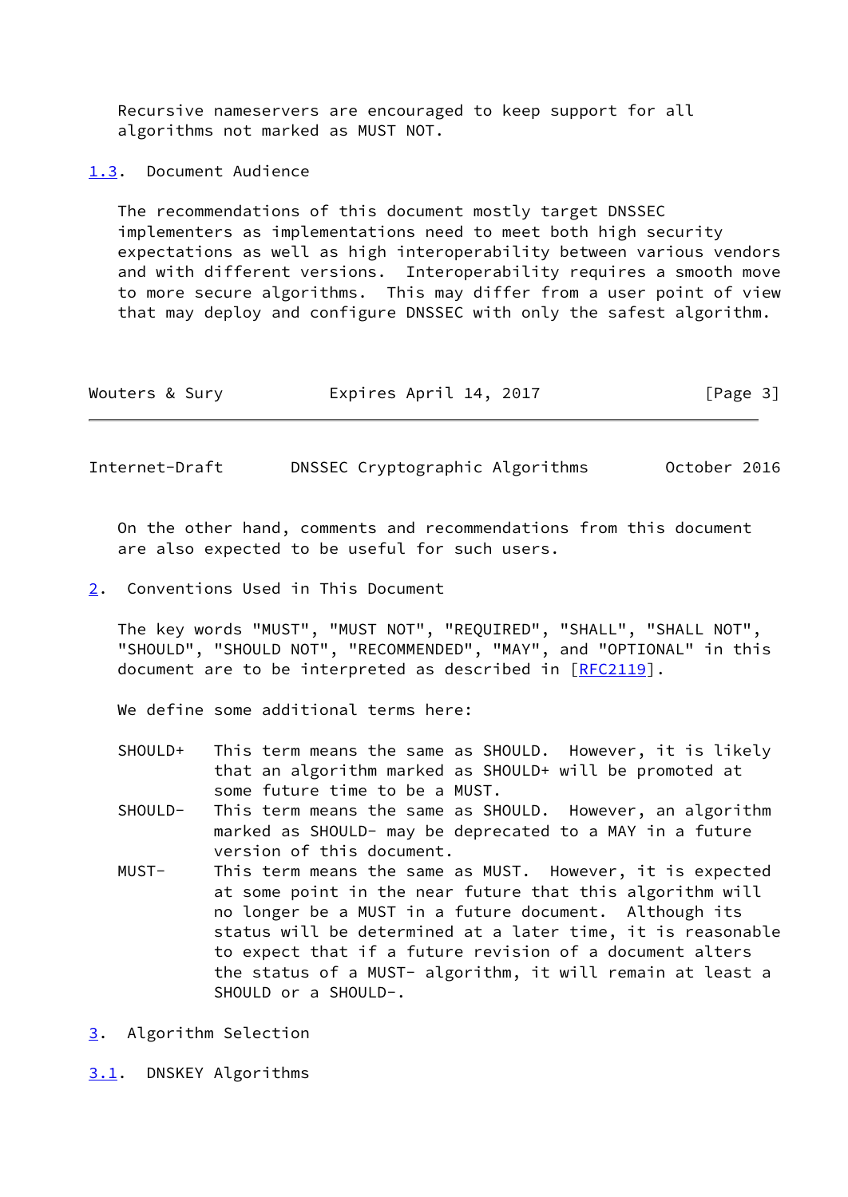Recursive nameservers are encouraged to keep support for all algorithms not marked as MUST NOT.

### 1.3. Document Audience

The recommendations of this document mostly target DNSSEC implementers as implementations need to meet both high security expectations as well as high interoperability between various vendors and with different versions. Interoperability requires a smooth move to more secure algorithms. This may differ from a user point of view that may deploy and configure DNSSEC with only the safest algorithm.

On the other hand, comments and recommendations from this document are also expected to be useful for such users.

## 2. Conventions Used in This Document

The key words "MUST", "MUST NOT", "REQUIRED", "SHALL", "SHALL NOT", "SHOULD", "SHOULD NOT", "RECOMMENDED", "MAY", and "OPTIONAL" in this document are to be interpreted as described in [RFC2119].

We define some additional terms here:

- SHOULD+ This term means the same as SHOULD. However, it is likely that an algorithm marked as SHOULD+ will be promoted at some future time to be a MUST.
- SHOULD- This term means the same as SHOULD. However, an algorithm marked as SHOULD- may be deprecated to a MAY in a future version of this document.
- MUST- This term means the same as MUST. However, it is expected at some point in the near future that this algorithm will no longer be a MUST in a future document. Although its status will be determined at a later time, it is reasonable to expect that if a future revision of a document alters the status of a MUST- algorithm, it will remain at least a SHOULD or a SHOULD-.

## 3. Algorithm Selection

### 3.1. DNSKEY Algorithms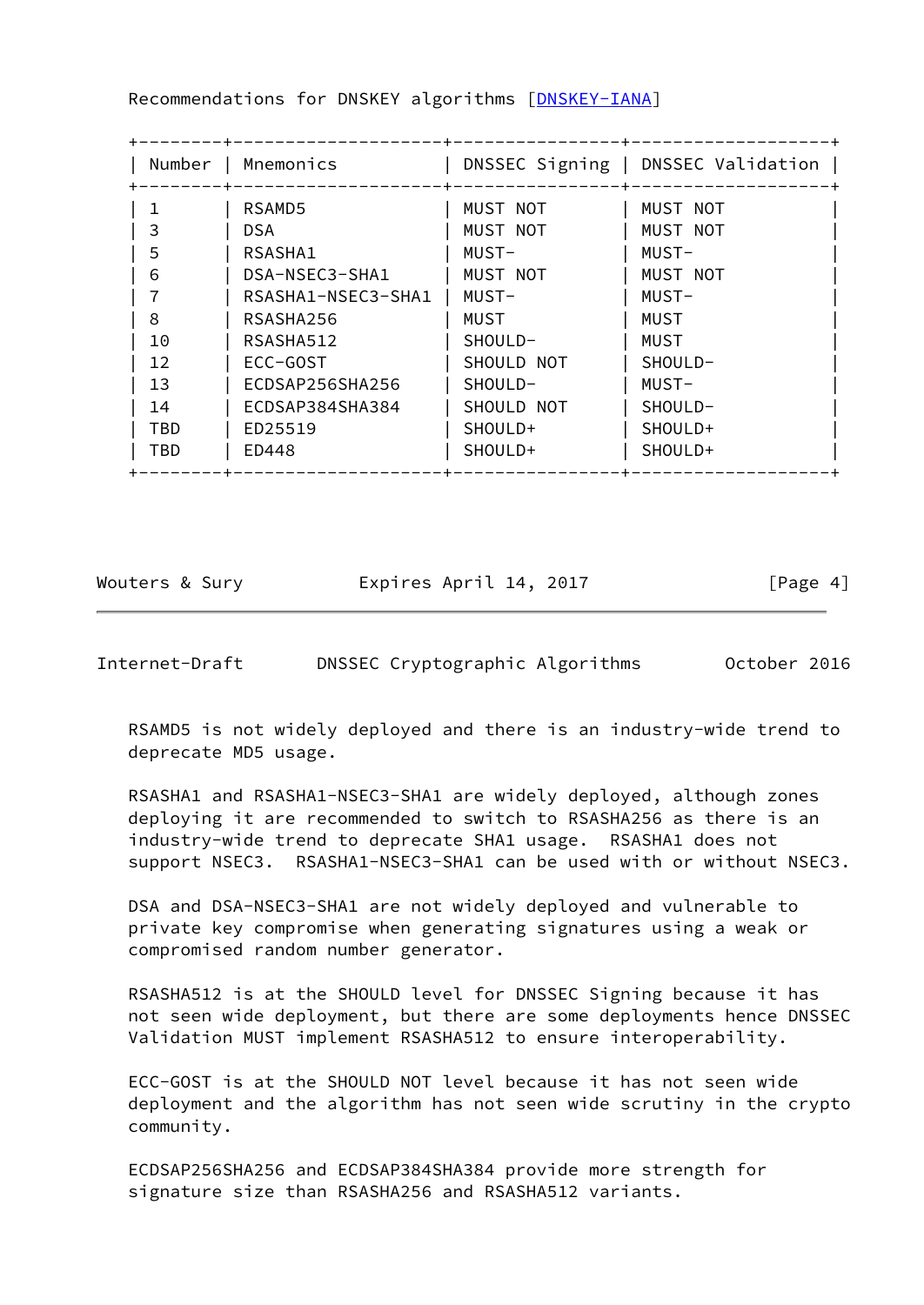Recommendations for DNSKEY algorithms [DNSKEY-IANA]

| Number | Mnemonics | DNSSEC Signing | DNSSEC Validation |
| --- | --- | --- | --- |
| 1 | RSAMD5 | MUST NOT | MUST NOT |
| 3 | DSA | MUST NOT | MUST NOT |
| 5 | RSASHA1 | MUST- | MUST- |
| 6 | DSA-NSEC3-SHA1 | MUST NOT | MUST NOT |
| 7 | RSASHA1-NSEC3-SHA1 | MUST- | MUST- |
| 8 | RSASHA256 | MUST | MUST |
| 10 | RSASHA512 | SHOULD- | MUST |
| 12 | ECC-GOST | SHOULD NOT | SHOULD- |
| 13 | ECDSAP256SHA256 | SHOULD- | MUST- |
| 14 | ECDSAP384SHA384 | SHOULD NOT | SHOULD- |
| TBD | ED25519 | SHOULD+ | SHOULD+ |
| TBD | ED448 | SHOULD+ | SHOULD+ |

RSAMD5 is not widely deployed and there is an industry-wide trend to deprecate MD5 usage.

RSASHA1 and RSASHA1-NSEC3-SHA1 are widely deployed, although zones deploying it are recommended to switch to RSASHA256 as there is an industry-wide trend to deprecate SHA1 usage. RSASHA1 does not support NSEC3. RSASHA1-NSEC3-SHA1 can be used with or without NSEC3.

DSA and DSA-NSEC3-SHA1 are not widely deployed and vulnerable to private key compromise when generating signatures using a weak or compromised random number generator.

RSASHA512 is at the SHOULD level for DNSSEC Signing because it has not seen wide deployment, but there are some deployments hence DNSSEC Validation MUST implement RSASHA512 to ensure interoperability.

ECC-GOST is at the SHOULD NOT level because it has not seen wide deployment and the algorithm has not seen wide scrutiny in the crypto community.

ECDSAP256SHA256 and ECDSAP384SHA384 provide more strength for signature size than RSASHA256 and RSASHA512 variants.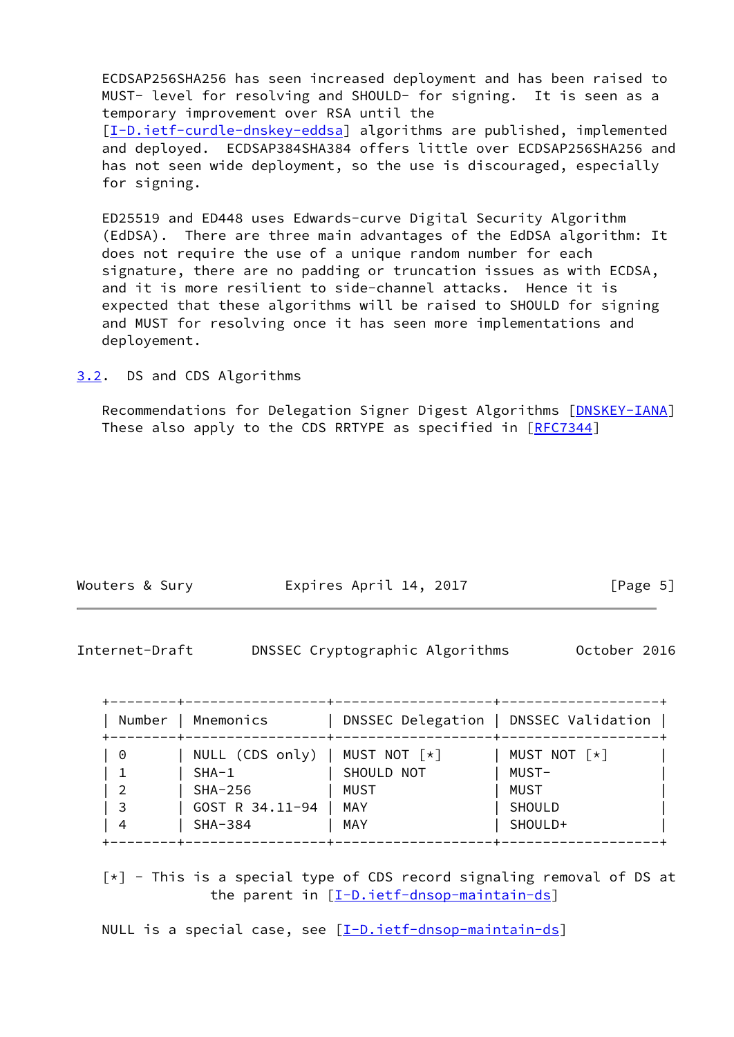ECDSAP256SHA256 has seen increased deployment and has been raised to MUST- level for resolving and SHOULD- for signing. It is seen as a temporary improvement over RSA until the [I-D.ietf-curdle-dnskey-eddsa] algorithms are published, implemented and deployed. ECDSAP384SHA384 offers little over ECDSAP256SHA256 and has not seen wide deployment, so the use is discouraged, especially for signing.

ED25519 and ED448 uses Edwards-curve Digital Security Algorithm (EdDSA). There are three main advantages of the EdDSA algorithm: It does not require the use of a unique random number for each signature, there are no padding or truncation issues as with ECDSA, and it is more resilient to side-channel attacks. Hence it is expected that these algorithms will be raised to SHOULD for signing and MUST for resolving once it has seen more implementations and deployement.

## 3.2. DS and CDS Algorithms

Recommendations for Delegation Signer Digest Algorithms [DNSKEY-IANA] These also apply to the CDS RRTYPE as specified in [RFC7344]

| Number | Mnemonics | DNSSEC Delegation | DNSSEC Validation |
| --- | --- | --- | --- |
| 0 | NULL (CDS only) | MUST NOT [*] | MUST NOT [*] |
| 1 | SHA-1 | SHOULD NOT | MUST- |
| 2 | SHA-256 | MUST | MUST |
| 3 | GOST R 34.11-94 | MAY | SHOULD |
| 4 | SHA-384 | MAY | SHOULD+ |

[*] - This is a special type of CDS record signaling removal of DS at the parent in [I-D.ietf-dnsop-maintain-ds]

NULL is a special case, see [I-D.ietf-dnsop-maintain-ds]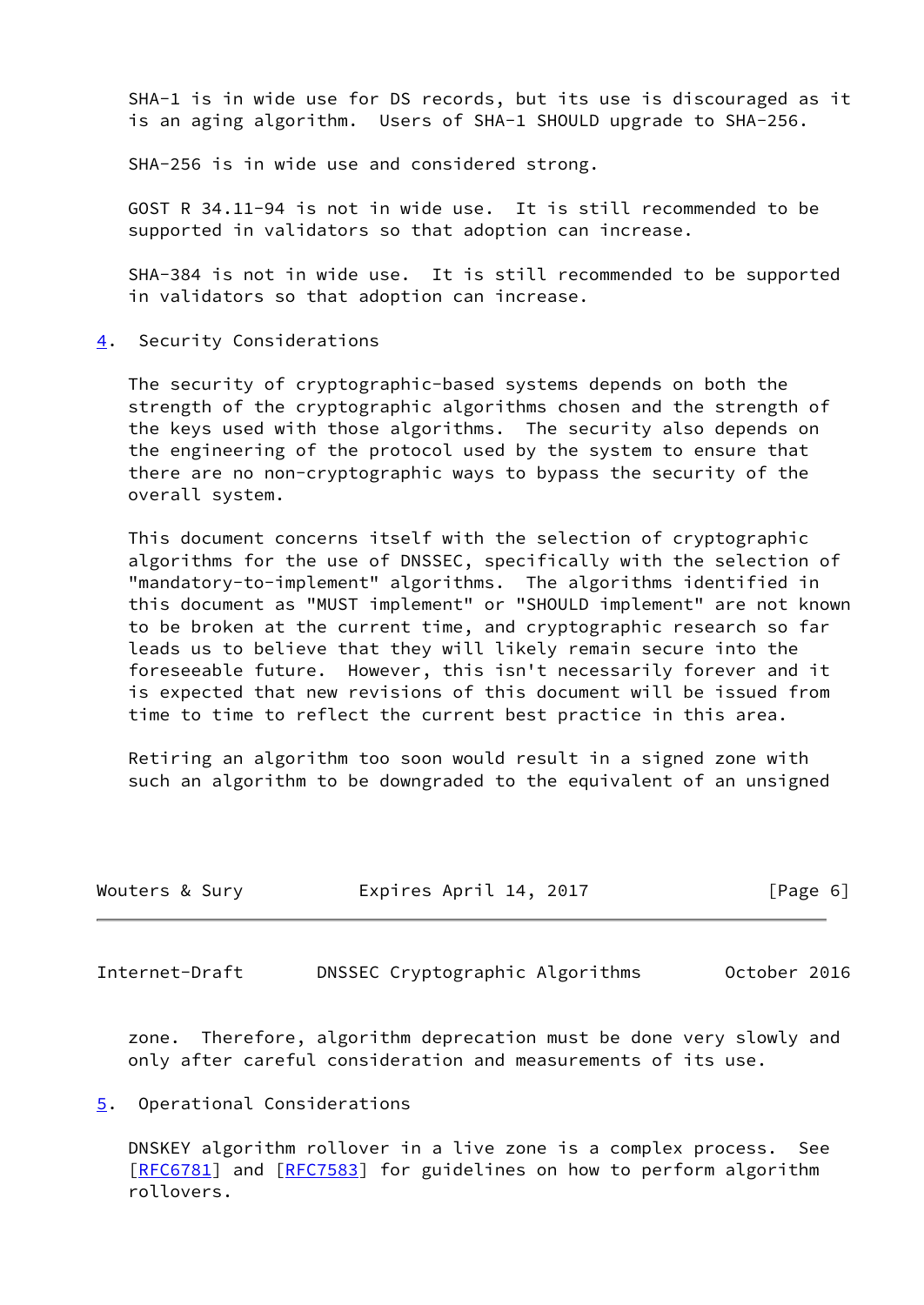SHA-1 is in wide use for DS records, but its use is discouraged as it is an aging algorithm. Users of SHA-1 SHOULD upgrade to SHA-256.

SHA-256 is in wide use and considered strong.

GOST R 34.11-94 is not in wide use. It is still recommended to be supported in validators so that adoption can increase.

SHA-384 is not in wide use. It is still recommended to be supported in validators so that adoption can increase.

## 4. Security Considerations

The security of cryptographic-based systems depends on both the strength of the cryptographic algorithms chosen and the strength of the keys used with those algorithms. The security also depends on the engineering of the protocol used by the system to ensure that there are no non-cryptographic ways to bypass the security of the overall system.

This document concerns itself with the selection of cryptographic algorithms for the use of DNSSEC, specifically with the selection of "mandatory-to-implement" algorithms. The algorithms identified in this document as "MUST implement" or "SHOULD implement" are not known to be broken at the current time, and cryptographic research so far leads us to believe that they will likely remain secure into the foreseeable future. However, this isn't necessarily forever and it is expected that new revisions of this document will be issued from time to time to reflect the current best practice in this area.

Retiring an algorithm too soon would result in a signed zone with such an algorithm to be downgraded to the equivalent of an unsigned zone. Therefore, algorithm deprecation must be done very slowly and only after careful consideration and measurements of its use.

## 5. Operational Considerations

DNSKEY algorithm rollover in a live zone is a complex process. See [RFC6781] and [RFC7583] for guidelines on how to perform algorithm rollovers.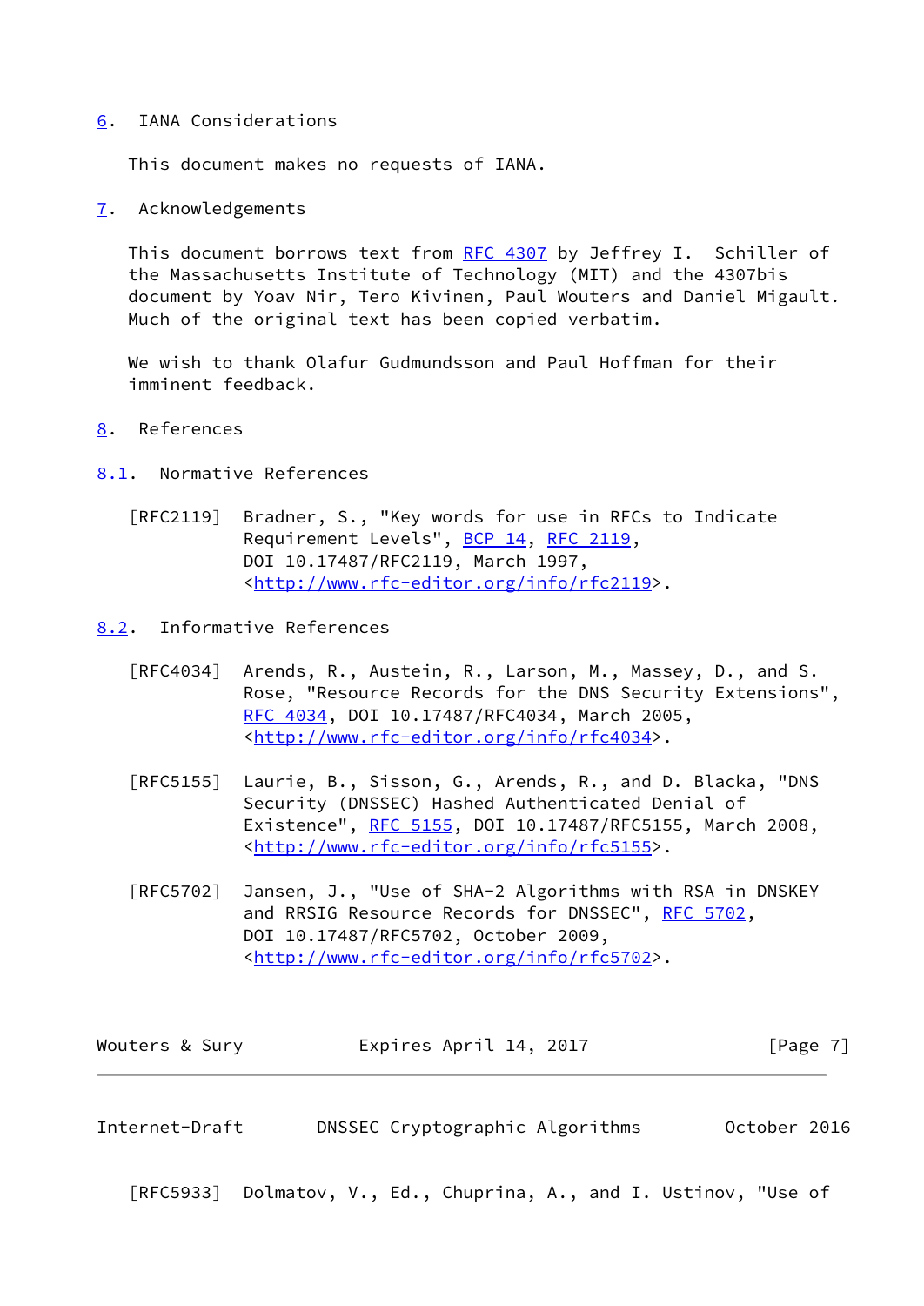## 6. IANA Considerations

This document makes no requests of IANA.

## 7. Acknowledgements

This document borrows text from RFC 4307 by Jeffrey I. Schiller of the Massachusetts Institute of Technology (MIT) and the 4307bis document by Yoav Nir, Tero Kivinen, Paul Wouters and Daniel Migault. Much of the original text has been copied verbatim.

We wish to thank Olafur Gudmundsson and Paul Hoffman for their imminent feedback.

## 8. References

### 8.1. Normative References

[RFC2119] Bradner, S., "Key words for use in RFCs to Indicate Requirement Levels", BCP 14, RFC 2119, DOI 10.17487/RFC2119, March 1997, <http://www.rfc-editor.org/info/rfc2119>.

### 8.2. Informative References

[RFC4034] Arends, R., Austein, R., Larson, M., Massey, D., and S. Rose, "Resource Records for the DNS Security Extensions", RFC 4034, DOI 10.17487/RFC4034, March 2005, <http://www.rfc-editor.org/info/rfc4034>.

[RFC5155] Laurie, B., Sisson, G., Arends, R., and D. Blacka, "DNS Security (DNSSEC) Hashed Authenticated Denial of Existence", RFC 5155, DOI 10.17487/RFC5155, March 2008, <http://www.rfc-editor.org/info/rfc5155>.

[RFC5702] Jansen, J., "Use of SHA-2 Algorithms with RSA in DNSKEY and RRSIG Resource Records for DNSSEC", RFC 5702, DOI 10.17487/RFC5702, October 2009, <http://www.rfc-editor.org/info/rfc5702>.

[RFC5933] Dolmatov, V., Ed., Chuprina, A., and I. Ustinov, "Use of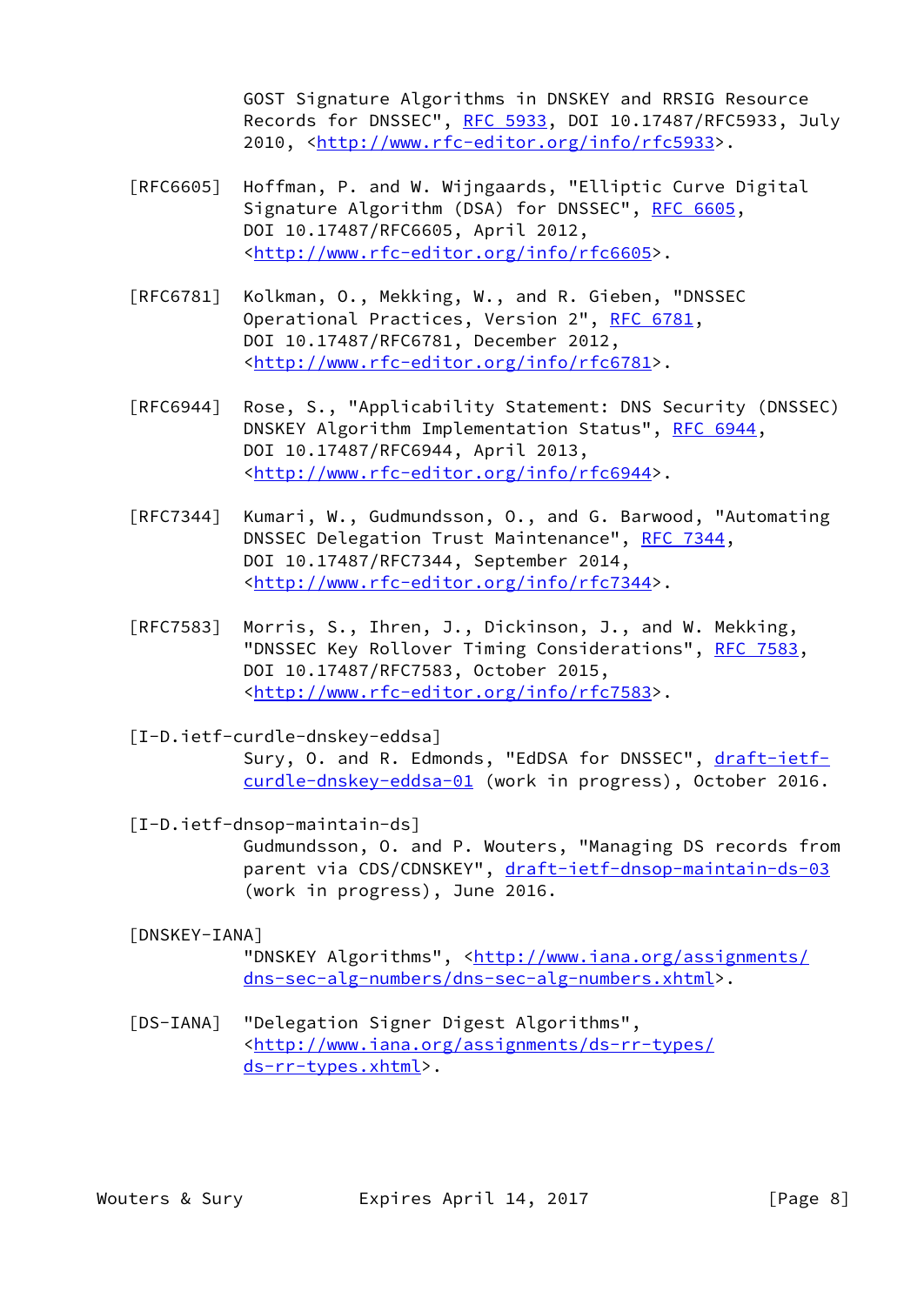GOST Signature Algorithms in DNSKEY and RRSIG Resource Records for DNSSEC", RFC 5933, DOI 10.17487/RFC5933, July 2010, <http://www.rfc-editor.org/info/rfc5933>.

[RFC6605] Hoffman, P. and W. Wijngaards, "Elliptic Curve Digital Signature Algorithm (DSA) for DNSSEC", RFC 6605, DOI 10.17487/RFC6605, April 2012, <http://www.rfc-editor.org/info/rfc6605>.

[RFC6781] Kolkman, O., Mekking, W., and R. Gieben, "DNSSEC Operational Practices, Version 2", RFC 6781, DOI 10.17487/RFC6781, December 2012, <http://www.rfc-editor.org/info/rfc6781>.

[RFC6944] Rose, S., "Applicability Statement: DNS Security (DNSSEC) DNSKEY Algorithm Implementation Status", RFC 6944, DOI 10.17487/RFC6944, April 2013, <http://www.rfc-editor.org/info/rfc6944>.

[RFC7344] Kumari, W., Gudmundsson, O., and G. Barwood, "Automating DNSSEC Delegation Trust Maintenance", RFC 7344, DOI 10.17487/RFC7344, September 2014, <http://www.rfc-editor.org/info/rfc7344>.

[RFC7583] Morris, S., Ihren, J., Dickinson, J., and W. Mekking, "DNSSEC Key Rollover Timing Considerations", RFC 7583, DOI 10.17487/RFC7583, October 2015, <http://www.rfc-editor.org/info/rfc7583>.

[I-D.ietf-curdle-dnskey-eddsa]
Sury, O. and R. Edmonds, "EdDSA for DNSSEC", draft-ietf-curdle-dnskey-eddsa-01 (work in progress), October 2016.

[I-D.ietf-dnsop-maintain-ds]
Gudmundsson, O. and P. Wouters, "Managing DS records from parent via CDS/CDNSKEY", draft-ietf-dnsop-maintain-ds-03 (work in progress), June 2016.

[DNSKEY-IANA]
"DNSKEY Algorithms", <http://www.iana.org/assignments/dns-sec-alg-numbers/dns-sec-alg-numbers.xhtml>.

[DS-IANA] "Delegation Signer Digest Algorithms", <http://www.iana.org/assignments/ds-rr-types/ds-rr-types.xhtml>.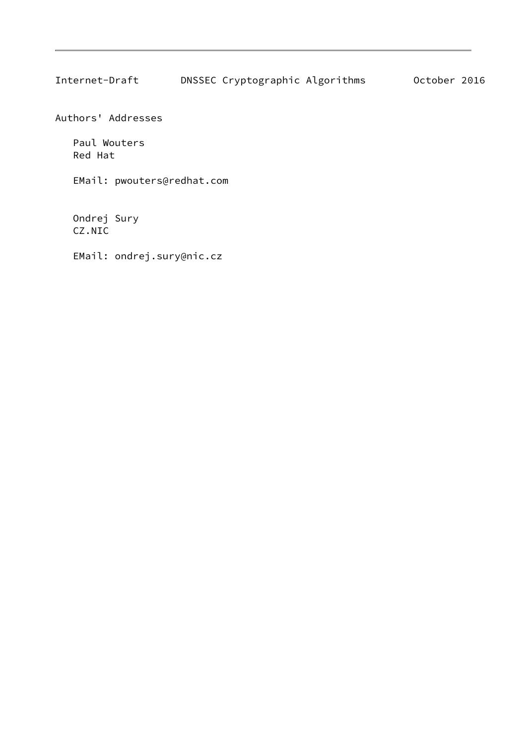## Authors' Addresses

Paul Wouters
Red Hat

EMail: pwouters@redhat.com

Ondrej Sury
CZ.NIC

EMail: ondrej.sury@nic.cz